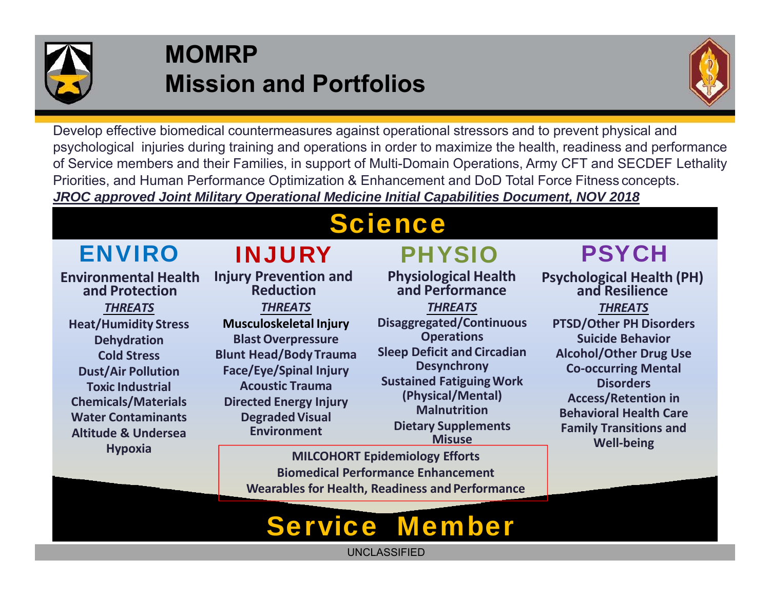# MOMRP
# Mission and Portfolios

Develop effective biomedical countermeasures against operational stressors and to prevent physical and psychological injuries during training and operations in order to maximize the health, readiness and performance of Service members and their Families, in support of Multi-Domain Operations, Army CFT and SECDEF Lethality Priorities, and Human Performance Optimization & Enhancement and DoD Total Force Fitness concepts.

***JROC approved Joint Military Operational Medicine Initial Capabilities Document, NOV 2018***

## Science

### ENVIRO

**Environmental Health and Protection**

***THREATS***

- Heat/Humidity Stress
- Dehydration
- Cold Stress
- Dust/Air Pollution
- Toxic Industrial Chemicals/Materials
- Water Contaminants
- Altitude & Undersea Hypoxia

### INJURY

**Injury Prevention and Reduction**

***THREATS***

- Musculoskeletal Injury
- Blast Overpressure
- Blunt Head/Body Trauma
- Face/Eye/Spinal Injury
- Acoustic Trauma
- Directed Energy Injury
- Degraded Visual Environment

### PHYSIO

**Physiological Health and Performance**

***THREATS***

- Disaggregated/Continuous Operations
- Sleep Deficit and Circadian Desynchrony
- Sustained Fatiguing Work (Physical/Mental)
- Malnutrition
- Dietary Supplements Misuse

### PSYCH

**Psychological Health (PH) and Resilience**

***THREATS***

- PTSD/Other PH Disorders
- Suicide Behavior
- Alcohol/Other Drug Use
- Co-occurring Mental Disorders
- Access/Retention in Behavioral Health Care
- Family Transitions and Well-being

**MILCOHORT Epidemiology Efforts**
**Biomedical Performance Enhancement**
**Wearables for Health, Readiness and Performance**

## Service Member

UNCLASSIFIED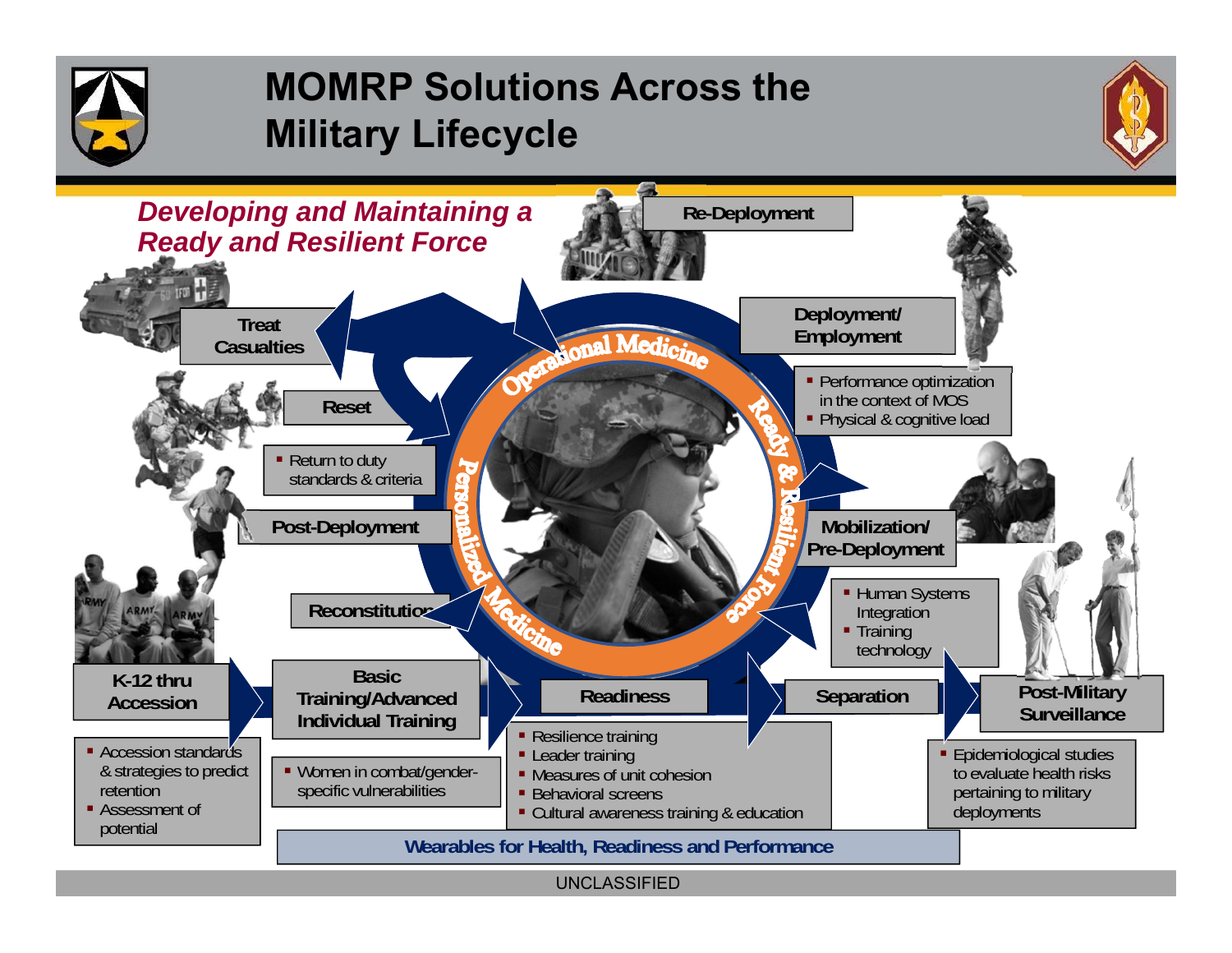# MOMRP Solutions Across the Military Lifecycle

*Developing and Maintaining a Ready and Resilient Force*

Operational Medicine

Ready & Resilient Force

Personalized Medicine

**Re-Deployment**

**Deployment/ Employment**

- Performance optimization in the context of MOS
- Physical & cognitive load

**Mobilization/ Pre-Deployment**

- Human Systems Integration
- Training technology

**Treat Casualties**

**Reset**

- Return to duty standards & criteria

**Post-Deployment**

**Reconstitution**

**K-12 thru Accession**

- Accession standards & strategies to predict retention
- Assessment of potential

**Basic Training/Advanced Individual Training**

- Women in combat/gender-specific vulnerabilities

**Readiness**

- Resilience training
- Leader training
- Measures of unit cohesion
- Behavioral screens
- Cultural awareness training & education

**Separation**

**Post-Military Surveillance**

- Epidemiological studies to evaluate health risks pertaining to military deployments

**Wearables for Health, Readiness and Performance**

UNCLASSIFIED